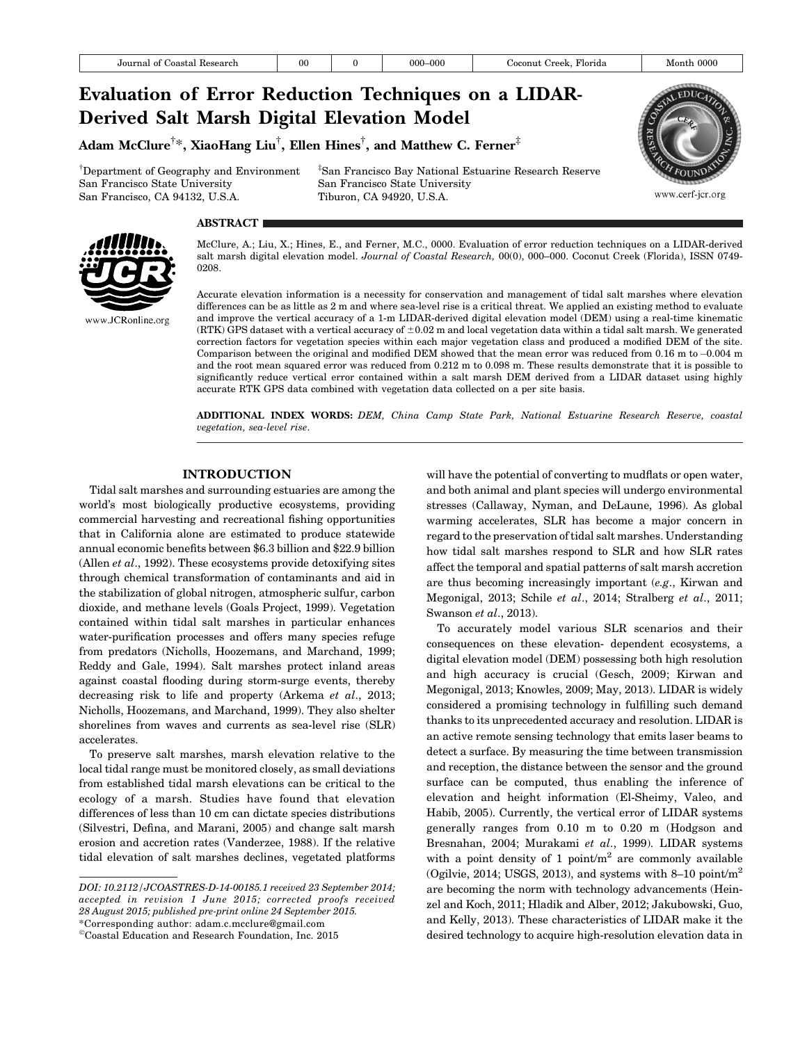# Evaluation of Error Reduction Techniques on a LIDAR-Derived Salt Marsh Digital Elevation Model

**Adam McClure[†]*, XiaoHang Liu[†], Ellen Hines[†], and Matthew C. Ferner[‡]**

[†]Department of Geography and Environment
San Francisco State University
San Francisco, CA 94132, U.S.A.

[‡]San Francisco Bay National Estuarine Research Reserve
San Francisco State University
Tiburon, CA 94920, U.S.A.

www.cerf-jcr.org

www.JCRonline.org

## ABSTRACT

McClure, A.; Liu, X.; Hines, E., and Ferner, M.C., 0000. Evaluation of error reduction techniques on a LIDAR-derived salt marsh digital elevation model. *Journal of Coastal Research,* 00(0), 000–000. Coconut Creek (Florida), ISSN 0749-0208.

Accurate elevation information is a necessity for conservation and management of tidal salt marshes where elevation differences can be as little as 2 m and where sea-level rise is a critical threat. We applied an existing method to evaluate and improve the vertical accuracy of a 1-m LIDAR-derived digital elevation model (DEM) using a real-time kinematic (RTK) GPS dataset with a vertical accuracy of ±0.02 m and local vegetation data within a tidal salt marsh. We generated correction factors for vegetation species within each major vegetation class and produced a modified DEM of the site. Comparison between the original and modified DEM showed that the mean error was reduced from 0.16 m to –0.004 m and the root mean squared error was reduced from 0.212 m to 0.098 m. These results demonstrate that it is possible to significantly reduce vertical error contained within a salt marsh DEM derived from a LIDAR dataset using highly accurate RTK GPS data combined with vegetation data collected on a per site basis.

**ADDITIONAL INDEX WORDS:** *DEM, China Camp State Park, National Estuarine Research Reserve, coastal vegetation, sea-level rise.*

## INTRODUCTION

Tidal salt marshes and surrounding estuaries are among the world's most biologically productive ecosystems, providing commercial harvesting and recreational fishing opportunities that in California alone are estimated to produce statewide annual economic benefits between $6.3 billion and $22.9 billion (Allen *et al*., 1992). These ecosystems provide detoxifying sites through chemical transformation of contaminants and aid in the stabilization of global nitrogen, atmospheric sulfur, carbon dioxide, and methane levels (Goals Project, 1999). Vegetation contained within tidal salt marshes in particular enhances water-purification processes and offers many species refuge from predators (Nicholls, Hoozemans, and Marchand, 1999; Reddy and Gale, 1994). Salt marshes protect inland areas against coastal flooding during storm-surge events, thereby decreasing risk to life and property (Arkema *et al*., 2013; Nicholls, Hoozemans, and Marchand, 1999). They also shelter shorelines from waves and currents as sea-level rise (SLR) accelerates.

To preserve salt marshes, marsh elevation relative to the local tidal range must be monitored closely, as small deviations from established tidal marsh elevations can be critical to the ecology of a marsh. Studies have found that elevation differences of less than 10 cm can dictate species distributions (Silvestri, Defina, and Marani, 2005) and change salt marsh erosion and accretion rates (Vanderzee, 1988). If the relative tidal elevation of salt marshes declines, vegetated platforms will have the potential of converting to mudflats or open water, and both animal and plant species will undergo environmental stresses (Callaway, Nyman, and DeLaune, 1996). As global warming accelerates, SLR has become a major concern in regard to the preservation of tidal salt marshes. Understanding how tidal salt marshes respond to SLR and how SLR rates affect the temporal and spatial patterns of salt marsh accretion are thus becoming increasingly important (*e.g*., Kirwan and Megonigal, 2013; Schile *et al*., 2014; Stralberg *et al*., 2011; Swanson *et al*., 2013).

To accurately model various SLR scenarios and their consequences on these elevation- dependent ecosystems, a digital elevation model (DEM) possessing both high resolution and high accuracy is crucial (Gesch, 2009; Kirwan and Megonigal, 2013; Knowles, 2009; May, 2013). LIDAR is widely considered a promising technology in fulfilling such demand thanks to its unprecedented accuracy and resolution. LIDAR is an active remote sensing technology that emits laser beams to detect a surface. By measuring the time between transmission and reception, the distance between the sensor and the ground surface can be computed, thus enabling the inference of elevation and height information (El-Sheimy, Valeo, and Habib, 2005). Currently, the vertical error of LIDAR systems generally ranges from 0.10 m to 0.20 m (Hodgson and Bresnahan, 2004; Murakami *et al*., 1999). LIDAR systems with a point density of 1 point/m$^2$ are commonly available (Ogilvie, 2014; USGS, 2013), and systems with 8–10 point/m$^2$ are becoming the norm with technology advancements (Heinzel and Koch, 2011; Hladik and Alber, 2012; Jakubowski, Guo, and Kelly, 2013). These characteristics of LIDAR make it the desired technology to acquire high-resolution elevation data in

DOI: 10.2112/JCOASTRES-D-14-00185.1 received 23 September 2014; accepted in revision 1 June 2015; corrected proofs received 28 August 2015; published pre-print online 24 September 2015.
*Corresponding author: adam.c.mcclure@gmail.com
©Coastal Education and Research Foundation, Inc. 2015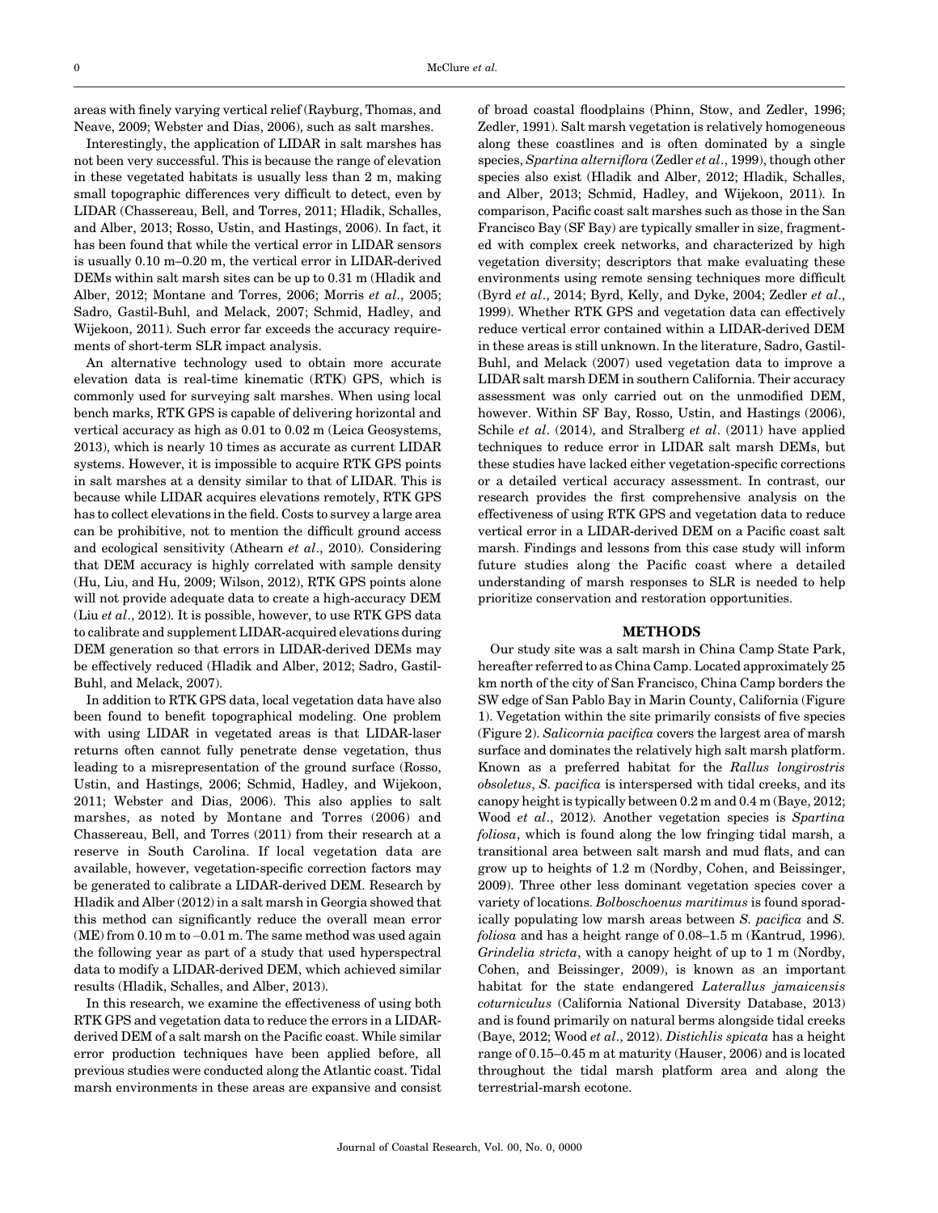areas with finely varying vertical relief (Rayburg, Thomas, and Neave, 2009; Webster and Dias, 2006), such as salt marshes.

Interestingly, the application of LIDAR in salt marshes has not been very successful. This is because the range of elevation in these vegetated habitats is usually less than 2 m, making small topographic differences very difficult to detect, even by LIDAR (Chassereau, Bell, and Torres, 2011; Hladik, Schalles, and Alber, 2013; Rosso, Ustin, and Hastings, 2006). In fact, it has been found that while the vertical error in LIDAR sensors is usually 0.10 m–0.20 m, the vertical error in LIDAR-derived DEMs within salt marsh sites can be up to 0.31 m (Hladik and Alber, 2012; Montane and Torres, 2006; Morris *et al*., 2005; Sadro, Gastil-Buhl, and Melack, 2007; Schmid, Hadley, and Wijekoon, 2011). Such error far exceeds the accuracy requirements of short-term SLR impact analysis.

An alternative technology used to obtain more accurate elevation data is real-time kinematic (RTK) GPS, which is commonly used for surveying salt marshes. When using local bench marks, RTK GPS is capable of delivering horizontal and vertical accuracy as high as 0.01 to 0.02 m (Leica Geosystems, 2013), which is nearly 10 times as accurate as current LIDAR systems. However, it is impossible to acquire RTK GPS points in salt marshes at a density similar to that of LIDAR. This is because while LIDAR acquires elevations remotely, RTK GPS has to collect elevations in the field. Costs to survey a large area can be prohibitive, not to mention the difficult ground access and ecological sensitivity (Athearn *et al*., 2010). Considering that DEM accuracy is highly correlated with sample density (Hu, Liu, and Hu, 2009; Wilson, 2012), RTK GPS points alone will not provide adequate data to create a high-accuracy DEM (Liu *et al*., 2012). It is possible, however, to use RTK GPS data to calibrate and supplement LIDAR-acquired elevations during DEM generation so that errors in LIDAR-derived DEMs may be effectively reduced (Hladik and Alber, 2012; Sadro, Gastil-Buhl, and Melack, 2007).

In addition to RTK GPS data, local vegetation data have also been found to benefit topographical modeling. One problem with using LIDAR in vegetated areas is that LIDAR-laser returns often cannot fully penetrate dense vegetation, thus leading to a misrepresentation of the ground surface (Rosso, Ustin, and Hastings, 2006; Schmid, Hadley, and Wijekoon, 2011; Webster and Dias, 2006). This also applies to salt marshes, as noted by Montane and Torres (2006) and Chassereau, Bell, and Torres (2011) from their research at a reserve in South Carolina. If local vegetation data are available, however, vegetation-specific correction factors may be generated to calibrate a LIDAR-derived DEM. Research by Hladik and Alber (2012) in a salt marsh in Georgia showed that this method can significantly reduce the overall mean error (ME) from 0.10 m to –0.01 m. The same method was used again the following year as part of a study that used hyperspectral data to modify a LIDAR-derived DEM, which achieved similar results (Hladik, Schalles, and Alber, 2013).

In this research, we examine the effectiveness of using both RTK GPS and vegetation data to reduce the errors in a LIDAR-derived DEM of a salt marsh on the Pacific coast. While similar error production techniques have been applied before, all previous studies were conducted along the Atlantic coast. Tidal marsh environments in these areas are expansive and consist of broad coastal floodplains (Phinn, Stow, and Zedler, 1996; Zedler, 1991). Salt marsh vegetation is relatively homogeneous along these coastlines and is often dominated by a single species, *Spartina alterniflora* (Zedler *et al*., 1999), though other species also exist (Hladik and Alber, 2012; Hladik, Schalles, and Alber, 2013; Schmid, Hadley, and Wijekoon, 2011). In comparison, Pacific coast salt marshes such as those in the San Francisco Bay (SF Bay) are typically smaller in size, fragmented with complex creek networks, and characterized by high vegetation diversity; descriptors that make evaluating these environments using remote sensing techniques more difficult (Byrd *et al*., 2014; Byrd, Kelly, and Dyke, 2004; Zedler *et al*., 1999). Whether RTK GPS and vegetation data can effectively reduce vertical error contained within a LIDAR-derived DEM in these areas is still unknown. In the literature, Sadro, Gastil-Buhl, and Melack (2007) used vegetation data to improve a LIDAR salt marsh DEM in southern California. Their accuracy assessment was only carried out on the unmodified DEM, however. Within SF Bay, Rosso, Ustin, and Hastings (2006), Schile *et al*. (2014), and Stralberg *et al*. (2011) have applied techniques to reduce error in LIDAR salt marsh DEMs, but these studies have lacked either vegetation-specific corrections or a detailed vertical accuracy assessment. In contrast, our research provides the first comprehensive analysis on the effectiveness of using RTK GPS and vegetation data to reduce vertical error in a LIDAR-derived DEM on a Pacific coast salt marsh. Findings and lessons from this case study will inform future studies along the Pacific coast where a detailed understanding of marsh responses to SLR is needed to help prioritize conservation and restoration opportunities.

## METHODS

Our study site was a salt marsh in China Camp State Park, hereafter referred to as China Camp. Located approximately 25 km north of the city of San Francisco, China Camp borders the SW edge of San Pablo Bay in Marin County, California (Figure 1). Vegetation within the site primarily consists of five species (Figure 2). *Salicornia pacifica* covers the largest area of marsh surface and dominates the relatively high salt marsh platform. Known as a preferred habitat for the *Rallus longirostris obsoletus*, *S. pacifica* is interspersed with tidal creeks, and its canopy height is typically between 0.2 m and 0.4 m (Baye, 2012; Wood *et al*., 2012). Another vegetation species is *Spartina foliosa*, which is found along the low fringing tidal marsh, a transitional area between salt marsh and mud flats, and can grow up to heights of 1.2 m (Nordby, Cohen, and Beissinger, 2009). Three other less dominant vegetation species cover a variety of locations. *Bolboschoenus maritimus* is found sporadically populating low marsh areas between *S. pacifica* and *S. foliosa* and has a height range of 0.08–1.5 m (Kantrud, 1996). *Grindelia stricta*, with a canopy height of up to 1 m (Nordby, Cohen, and Beissinger, 2009), is known as an important habitat for the state endangered *Laterallus jamaicensis coturniculus* (California Natural Diversity Database, 2013) and is found primarily on natural berms alongside tidal creeks (Baye, 2012; Wood *et al*., 2012). *Distichlis spicata* has a height range of 0.15–0.45 m at maturity (Hauser, 2006) and is located throughout the tidal marsh platform area and along the terrestrial-marsh ecotone.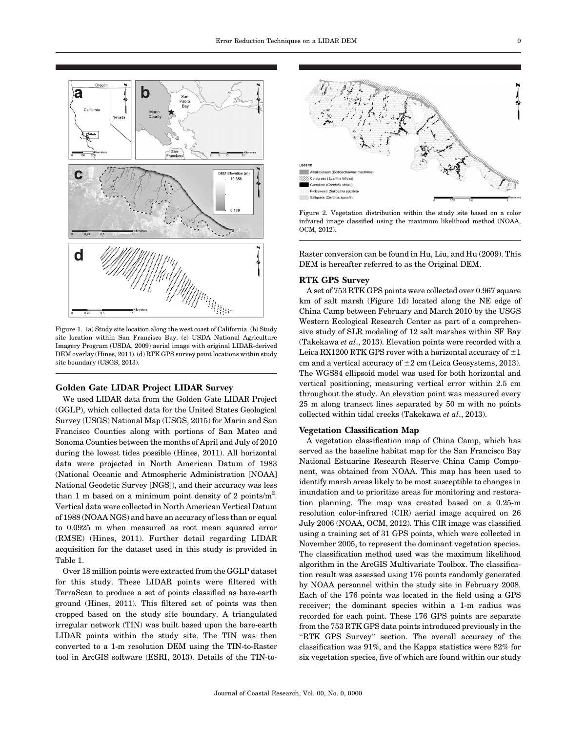Figure 1. (a) Study site location along the west coast of California. (b) Study site location within San Francisco Bay. (c) USDA National Agriculture Imagery Program (USDA, 2009) aerial image with original LIDAR-derived DEM overlay (Hines, 2011). (d) RTK GPS survey point locations within study site boundary (USGS, 2013).

Figure 2. Vegetation distribution within the study site based on a color infrared image classified using the maximum likelihood method (NOAA, OCM, 2012).

### Golden Gate LIDAR Project LIDAR Survey

We used LIDAR data from the Golden Gate LIDAR Project (GGLP), which collected data for the United States Geological Survey (USGS) National Map (USGS, 2015) for Marin and San Francisco Counties along with portions of San Mateo and Sonoma Counties between the months of April and July of 2010 during the lowest tides possible (Hines, 2011). All horizontal data were projected in North American Datum of 1983 (National Oceanic and Atmospheric Administration [NOAA] National Geodetic Survey [NGS]), and their accuracy was less than 1 m based on a minimum point density of 2 points/m$^2$. Vertical data were collected in North American Vertical Datum of 1988 (NOAA NGS) and have an accuracy of less than or equal to 0.0925 m when measured as root mean squared error (RMSE) (Hines, 2011). Further detail regarding LIDAR acquisition for the dataset used in this study is provided in Table 1.

Over 18 million points were extracted from the GGLP dataset for this study. These LIDAR points were filtered with TerraScan to produce a set of points classified as bare-earth ground (Hines, 2011). This filtered set of points was then cropped based on the study site boundary. A triangulated irregular network (TIN) was built based upon the bare-earth LIDAR points within the study site. The TIN was then converted to a 1-m resolution DEM using the TIN-to-Raster tool in ArcGIS software (ESRI, 2013). Details of the TIN-to-Raster conversion can be found in Hu, Liu, and Hu (2009). This DEM is hereafter referred to as the Original DEM.

### RTK GPS Survey

A set of 753 RTK GPS points were collected over 0.967 square km of salt marsh (Figure 1d) located along the NE edge of China Camp between February and March 2010 by the USGS Western Ecological Research Center as part of a comprehensive study of SLR modeling of 12 salt marshes within SF Bay (Takekawa *et al*., 2013). Elevation points were recorded with a Leica RX1200 RTK GPS rover with a horizontal accuracy of $\pm 1$ cm and a vertical accuracy of $\pm 2$ cm (Leica Geosystems, 2013). The WGS84 ellipsoid model was used for both horizontal and vertical positioning, measuring vertical error within 2.5 cm throughout the study. An elevation point was measured every 25 m along transect lines separated by 50 m with no points collected within tidal creeks (Takekawa *et al*., 2013).

### Vegetation Classification Map

A vegetation classification map of China Camp, which has served as the baseline habitat map for the San Francisco Bay National Estuarine Research Reserve China Camp Component, was obtained from NOAA. This map has been used to identify marsh areas likely to be most susceptible to changes in inundation and to prioritize areas for monitoring and restoration planning. The map was created based on a 0.25-m resolution color-infrared (CIR) aerial image acquired on 26 July 2006 (NOAA, OCM, 2012). This CIR image was classified using a training set of 31 GPS points, which were collected in November 2005, to represent the dominant vegetation species. The classification method used was the maximum likelihood algorithm in the ArcGIS Multivariate Toolbox. The classification result was assessed using 176 points randomly generated by NOAA personnel within the study site in February 2008. Each of the 176 points was located in the field using a GPS receiver; the dominant species within a 1-m radius was recorded for each point. These 176 GPS points are separate from the 753 RTK GPS data points introduced previously in the "RTK GPS Survey" section. The overall accuracy of the classification was 91%, and the Kappa statistics were 82% for six vegetation species, five of which are found within our study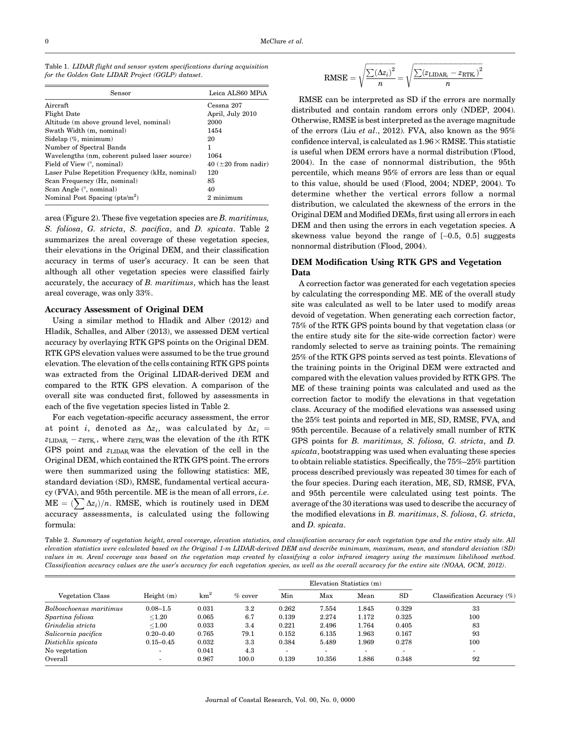Table 1. *LIDAR flight and sensor system specifications during acquisition for the Golden Gate LIDAR Project (GGLP) dataset.*

| Sensor | Leica ALS60 MPiA |
|---|---|
| Aircraft | Cessna 207 |
| Flight Date | April, July 2010 |
| Altitude (m above ground level, nominal) | 2000 |
| Swath Width (m, nominal) | 1454 |
| Sidelap (%, minimum) | 20 |
| Number of Spectral Bands | 1 |
| Wavelengths (nm, coherent pulsed laser source) | 1064 |
| Field of View (°, nominal) | 40 (±20 from nadir) |
| Laser Pulse Repetition Frequency (kHz, nominal) | 120 |
| Scan Frequency (Hz, nominal) | 85 |
| Scan Angle (°, nominal) | 40 |
| Nominal Post Spacing (pts/m$^2$) | 2 minimum |

area (Figure 2). These five vegetation species are *B. maritimus, S. foliosa*, *G. stricta*, *S. pacifica*, and *D. spicata*. Table 2 summarizes the areal coverage of these vegetation species, their elevations in the Original DEM, and their classification accuracy in terms of user's accuracy. It can be seen that although all other vegetation species were classified fairly accurately, the accuracy of *B. maritimus*, which has the least areal coverage, was only 33%.

### Accuracy Assessment of Original DEM

Using a similar method to Hladik and Alber (2012) and Hladik, Schalles, and Alber (2013), we assessed DEM vertical accuracy by overlaying RTK GPS points on the Original DEM. RTK GPS elevation values were assumed to be the true ground elevation. The elevation of the cells containing RTK GPS points was extracted from the Original LIDAR-derived DEM and compared to the RTK GPS elevation. A comparison of the overall site was conducted first, followed by assessments in each of the five vegetation species listed in Table 2.

For each vegetation-specific accuracy assessment, the error at point $i$, denoted as $\Delta z_i$, was calculated by $\Delta z_i = z_{\text{LIDAR}_i} - z_{\text{RTK}_i}$, where $z_{\text{RTK}_i}$ was the elevation of the $i$th RTK GPS point and $z_{\text{LIDAR}_i}$ was the elevation of the cell in the Original DEM, which contained the RTK GPS point. The errors were then summarized using the following statistics: ME, standard deviation (SD), RMSE, fundamental vertical accuracy (FVA), and 95th percentile. ME is the mean of all errors, *i.e.* $\text{ME} = (\sum \Delta z_i)/n$. RMSE, which is routinely used in DEM accuracy assessments, is calculated using the following formula:

$$\text{RMSE} = \sqrt{\frac{\sum (\Delta z_i)^2}{n}} = \sqrt{\frac{\sum (z_{\text{LIDAR}_i} - z_{\text{RTK}_i})^2}{n}}$$

RMSE can be interpreted as SD if the errors are normally distributed and contain random errors only (NDEP, 2004). Otherwise, RMSE is best interpreted as the average magnitude of the errors (Liu *et al*., 2012). FVA, also known as the 95% confidence interval, is calculated as $1.96 \times \text{RMSE}$. This statistic is useful when DEM errors have a normal distribution (Flood, 2004). In the case of nonnormal distribution, the 95th percentile, which means 95% of errors are less than or equal to this value, should be used (Flood, 2004; NDEP, 2004). To determine whether the vertical errors follow a normal distribution, we calculated the skewness of the errors in the Original DEM and Modified DEMs, first using all errors in each DEM and then using the errors in each vegetation species. A skewness value beyond the range of [–0.5, 0.5] suggests nonnormal distribution (Flood, 2004).

### DEM Modification Using RTK GPS and Vegetation Data

A correction factor was generated for each vegetation species by calculating the corresponding ME. ME of the overall study site was calculated as well to be later used to modify areas devoid of vegetation. When generating each correction factor, 75% of the RTK GPS points bound by that vegetation class (or the entire study site for the site-wide correction factor) were randomly selected to serve as training points. The remaining 25% of the RTK GPS points served as test points. Elevations of the training points in the Original DEM were extracted and compared with the elevation values provided by RTK GPS. The ME of these training points was calculated and used as the correction factor to modify the elevations in that vegetation class. Accuracy of the modified elevations was assessed using the 25% test points and reported in ME, SD, RMSE, FVA, and 95th percentile. Because of a relatively small number of RTK GPS points for *B. maritimus, S. foliosa, G. stricta*, and *D. spicata*, bootstrapping was used when evaluating these species to obtain reliable statistics. Specifically, the 75%–25% partition process described previously was repeated 30 times for each of the four species. During each iteration, ME, SD, RMSE, FVA, and 95th percentile were calculated using test points. The average of the 30 iterations was used to describe the accuracy of the modified elevations in *B. maritimus*, *S. foliosa*, *G. stricta*, and *D. spicata*.

Table 2. *Summary of vegetation height, areal coverage, elevation statistics, and classification accuracy for each vegetation type and the entire study site. All elevation statistics were calculated based on the Original 1-m LIDAR-derived DEM and describe minimum, maximum, mean, and standard deviation (SD) values in m. Areal coverage was based on the vegetation map created by classifying a color infrared imagery using the maximum likelihood method. Classification accuracy values are the user's accuracy for each vegetation species, as well as the overall accuracy for the entire site (NOAA, OCM, 2012).*

| Vegetation Class | Height (m) | km$^2$ | % cover | Elevation Statistics (m) | | | | Classification Accuracy (%) |
|---|---|---|---|---|---|---|---|---|
| | | | | Min | Max | Mean | SD | |
| *Bolboschoenus maritimus* | 0.08–1.5 | 0.031 | 3.2 | 0.262 | 7.554 | 1.845 | 0.329 | 33 |
| *Spartina foliosa* | ≤1.20 | 0.065 | 6.7 | 0.139 | 2.274 | 1.172 | 0.325 | 100 |
| *Grindelia stricta* | ≤1.00 | 0.033 | 3.4 | 0.221 | 2.496 | 1.764 | 0.405 | 83 |
| *Salicornia pacifica* | 0.20–0.40 | 0.765 | 79.1 | 0.152 | 6.135 | 1.963 | 0.167 | 93 |
| *Distichlis spicata* | 0.15–0.45 | 0.032 | 3.3 | 0.384 | 5.489 | 1.969 | 0.278 | 100 |
| No vegetation | - | 0.041 | 4.3 | - | - | - | - | - |
| Overall | - | 0.967 | 100.0 | 0.139 | 10.356 | 1.886 | 0.348 | 92 |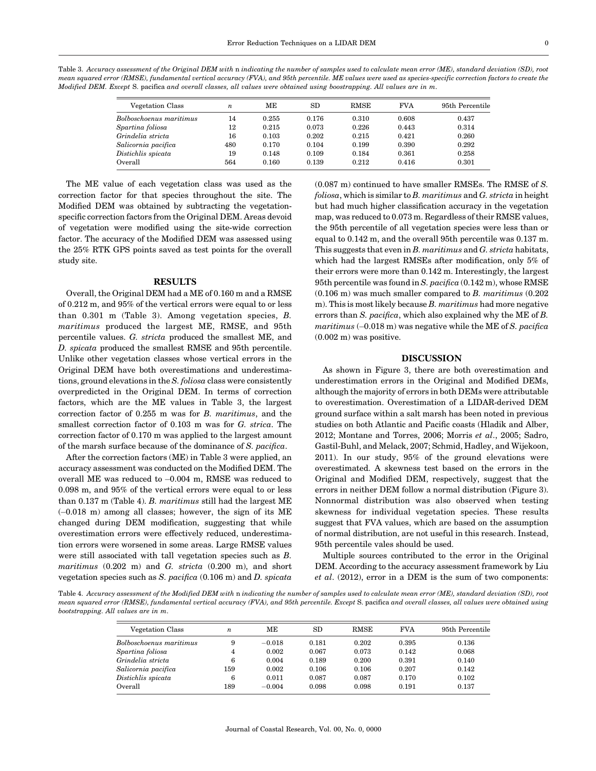Table 3. *Accuracy assessment of the Original DEM with* n *indicating the number of samples used to calculate mean error (ME), standard deviation (SD), root mean squared error (RMSE), fundamental vertical accuracy (FVA), and 95th percentile. ME values were used as species-specific correction factors to create the Modified DEM. Except* S. pacifica *and overall classes, all values were obtained using boostrapping. All values are in m.*

| Vegetation Class | $n$ | ME | SD | RMSE | FVA | 95th Percentile |
|---|---|---|---|---|---|---|
| *Bolboschoenus maritimus* | 14 | 0.255 | 0.176 | 0.310 | 0.608 | 0.437 |
| *Spartina foliosa* | 12 | 0.215 | 0.073 | 0.226 | 0.443 | 0.314 |
| *Grindelia stricta* | 16 | 0.103 | 0.202 | 0.215 | 0.421 | 0.260 |
| *Salicornia pacifica* | 480 | 0.170 | 0.104 | 0.199 | 0.390 | 0.292 |
| *Distichlis spicata* | 19 | 0.148 | 0.109 | 0.184 | 0.361 | 0.258 |
| Overall | 564 | 0.160 | 0.139 | 0.212 | 0.416 | 0.301 |

The ME value of each vegetation class was used as the correction factor for that species throughout the site. The Modified DEM was obtained by subtracting the vegetation-specific correction factors from the Original DEM. Areas devoid of vegetation were modified using the site-wide correction factor. The accuracy of the Modified DEM was assessed using the 25% RTK GPS points saved as test points for the overall study site.

## RESULTS

Overall, the Original DEM had a ME of 0.160 m and a RMSE of 0.212 m, and 95% of the vertical errors were equal to or less than 0.301 m (Table 3). Among vegetation species, *B. maritimus* produced the largest ME, RMSE, and 95th percentile values. *G. stricta* produced the smallest ME, and *D. spicata* produced the smallest RMSE and 95th percentile. Unlike other vegetation classes whose vertical errors in the Original DEM have both overestimations and underestimations, ground elevations in the *S. foliosa* class were consistently overpredicted in the Original DEM. In terms of correction factors, which are the ME values in Table 3, the largest correction factor of 0.255 m was for *B. maritimus*, and the smallest correction factor of 0.103 m was for *G. strica*. The correction factor of 0.170 m was applied to the largest amount of the marsh surface because of the dominance of *S. pacifica*.

After the correction factors (ME) in Table 3 were applied, an accuracy assessment was conducted on the Modified DEM. The overall ME was reduced to –0.004 m, RMSE was reduced to 0.098 m, and 95% of the vertical errors were equal to or less than 0.137 m (Table 4). *B. maritimus* still had the largest ME (–0.018 m) among all classes; however, the sign of its ME changed during DEM modification, suggesting that while overestimation errors were effectively reduced, underestimation errors were worsened in some areas. Large RMSE values were still associated with tall vegetation species such as *B. maritimus* (0.202 m) and *G. stricta* (0.200 m), and short vegetation species such as *S. pacifica* (0.106 m) and *D. spicata* (0.087 m) continued to have smaller RMSEs. The RMSE of *S. foliosa*, which is similar to *B. maritimus* and *G. stricta* in height but had much higher classification accuracy in the vegetation map, was reduced to 0.073 m. Regardless of their RMSE values, the 95th percentile of all vegetation species were less than or equal to 0.142 m, and the overall 95th percentile was 0.137 m. This suggests that even in *B. maritimus* and *G. stricta* habitats, which had the largest RMSEs after modification, only 5% of their errors were more than 0.142 m. Interestingly, the largest 95th percentile was found in *S. pacifica* (0.142 m), whose RMSE (0.106 m) was much smaller compared to *B. maritimus* (0.202 m). This is most likely because *B. maritimus* had more negative errors than *S. pacifica*, which also explained why the ME of *B. maritimus* (–0.018 m) was negative while the ME of *S. pacifica* (0.002 m) was positive.

## DISCUSSION

As shown in Figure 3, there are both overestimation and underestimation errors in the Original and Modified DEMs, although the majority of errors in both DEMs were attributable to overestimation. Overestimation of a LIDAR-derived DEM ground surface within a salt marsh has been noted in previous studies on both Atlantic and Pacific coasts (Hladik and Alber, 2012; Montane and Torres, 2006; Morris *et al*., 2005; Sadro, Gastil-Buhl, and Melack, 2007; Schmid, Hadley, and Wijekoon, 2011). In our study, 95% of the ground elevations were overestimated. A skewness test based on the errors in the Original and Modified DEMs, respectively, suggest that the errors in neither DEM follow a normal distribution (Figure 3). Nonnormal distribution was also observed when testing skewness for individual vegetation species. These results suggest that FVA values, which are based on the assumption of normal distribution, are not useful in this research. Instead, 95th percentile vales should be used.

Multiple sources contributed to the error in the Original DEM. According to the accuracy assessment framework by Liu *et al*. (2012), error in a DEM is the sum of two components:

Table 4. *Accuracy assessment of the Modified DEM with* n *indicating the number of samples used to calculate mean error (ME), standard deviation (SD), root mean squared error (RMSE), fundamental vertical accuracy (FVA), and 95th percentile. Except* S. pacifica *and overall classes, all values were obtained using bootstrapping. All values are in m.*

| Vegetation Class | $n$ | ME | SD | RMSE | FVA | 95th Percentile |
|---|---|---|---|---|---|---|
| *Bolboschoenus maritimus* | 9 | −0.018 | 0.181 | 0.202 | 0.395 | 0.136 |
| *Spartina foliosa* | 4 | 0.002 | 0.067 | 0.073 | 0.142 | 0.068 |
| *Grindelia stricta* | 6 | 0.004 | 0.189 | 0.200 | 0.391 | 0.140 |
| *Salicornia pacifica* | 159 | 0.002 | 0.106 | 0.106 | 0.207 | 0.142 |
| *Distichlis spicata* | 6 | 0.011 | 0.087 | 0.087 | 0.170 | 0.102 |
| Overall | 189 | −0.004 | 0.098 | 0.098 | 0.191 | 0.137 |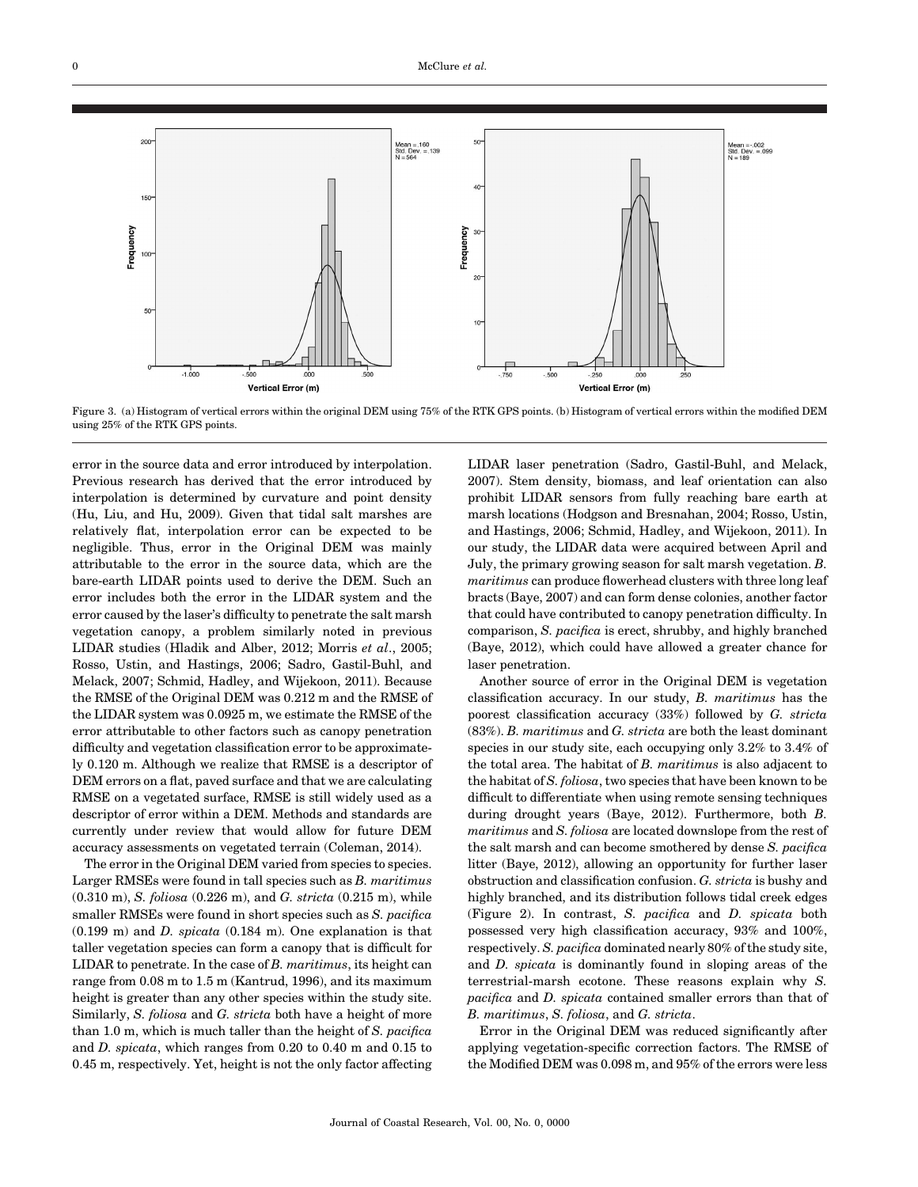Figure 3. (a) Histogram of vertical errors within the original DEM using 75% of the RTK GPS points. (b) Histogram of vertical errors within the modified DEM using 25% of the RTK GPS points.

error in the source data and error introduced by interpolation. Previous research has derived that the error introduced by interpolation is determined by curvature and point density (Hu, Liu, and Hu, 2009). Given that tidal salt marshes are relatively flat, interpolation error can be expected to be negligible. Thus, error in the Original DEM was mainly attributable to the error in the source data, which are the bare-earth LIDAR points used to derive the DEM. Such an error includes both the error in the LIDAR system and the error caused by the laser's difficulty to penetrate the salt marsh vegetation canopy, a problem similarly noted in previous LIDAR studies (Hladik and Alber, 2012; Morris *et al*., 2005; Rosso, Ustin, and Hastings, 2006; Sadro, Gastil-Buhl, and Melack, 2007; Schmid, Hadley, and Wijekoon, 2011). Because the RMSE of the Original DEM was 0.212 m and the RMSE of the LIDAR system was 0.0925 m, we estimate the RMSE of the error attributable to other factors such as canopy penetration difficulty and vegetation classification error to be approximately 0.120 m. Although we realize that RMSE is a descriptor of DEM errors on a flat, paved surface and that we are calculating RMSE on a vegetated surface, RMSE is still widely used as a descriptor of error within a DEM. Methods and standards are currently under review that would allow for future DEM accuracy assessments on vegetated terrain (Coleman, 2014).

The error in the Original DEM varied from species to species. Larger RMSEs were found in tall species such as *B. maritimus* (0.310 m), *S. foliosa* (0.226 m), and *G. stricta* (0.215 m), while smaller RMSEs were found in short species such as *S. pacifica* (0.199 m) and *D. spicata* (0.184 m). One explanation is that taller vegetation species can form a canopy that is difficult for LIDAR to penetrate. In the case of *B. maritimus*, its height can range from 0.08 m to 1.5 m (Kantrud, 1996), and its maximum height is greater than any other species within the study site. Similarly, *S. foliosa* and *G. stricta* both have a height of more than 1.0 m, which is much taller than the height of *S. pacifica* and *D. spicata*, which ranges from 0.20 to 0.40 m and 0.15 to 0.45 m, respectively. Yet, height is not the only factor affecting LIDAR laser penetration (Sadro, Gastil-Buhl, and Melack, 2007). Stem density, biomass, and leaf orientation can also prohibit LIDAR sensors from fully reaching bare earth at marsh locations (Hodgson and Bresnahan, 2004; Rosso, Ustin, and Hastings, 2006; Schmid, Hadley, and Wijekoon, 2011). In our study, the LIDAR data were acquired between April and July, the primary growing season for salt marsh vegetation. *B. maritimus* can produce flowerhead clusters with three long leaf bracts (Baye, 2007) and can form dense colonies, another factor that could have contributed to canopy penetration difficulty. In comparison, *S. pacifica* is erect, shrubby, and highly branched (Baye, 2012), which could have allowed a greater chance for laser penetration.

Another source of error in the Original DEM is vegetation classification accuracy. In our study, *B. maritimus* has the poorest classification accuracy (33%) followed by *G. stricta* (83%). *B. maritimus* and *G. stricta* are both the least dominant species in our study site, each occupying only 3.2% to 3.4% of the total area. The habitat of *B. maritimus* is also adjacent to the habitat of *S. foliosa*, two species that have been known to be difficult to differentiate when using remote sensing techniques during drought years (Baye, 2012). Furthermore, both *B. maritimus* and *S. foliosa* are located downslope from the rest of the salt marsh and can become smothered by dense *S. pacifica* litter (Baye, 2012), allowing an opportunity for further laser obstruction and classification confusion. *G. stricta* is bushy and highly branched, and its distribution follows tidal creek edges (Figure 2). In contrast, *S. pacifica* and *D. spicata* both possessed very high classification accuracy, 93% and 100%, respectively. *S. pacifica* dominated nearly 80% of the study site, and *D. spicata* is dominantly found in sloping areas of the terrestrial-marsh ecotone. These reasons explain why *S. pacifica* and *D. spicata* contained smaller errors than that of *B. maritimus*, *S. foliosa*, and *G. stricta*.

Error in the Original DEM was reduced significantly after applying vegetation-specific correction factors. The RMSE of the Modified DEM was 0.098 m, and 95% of the errors were less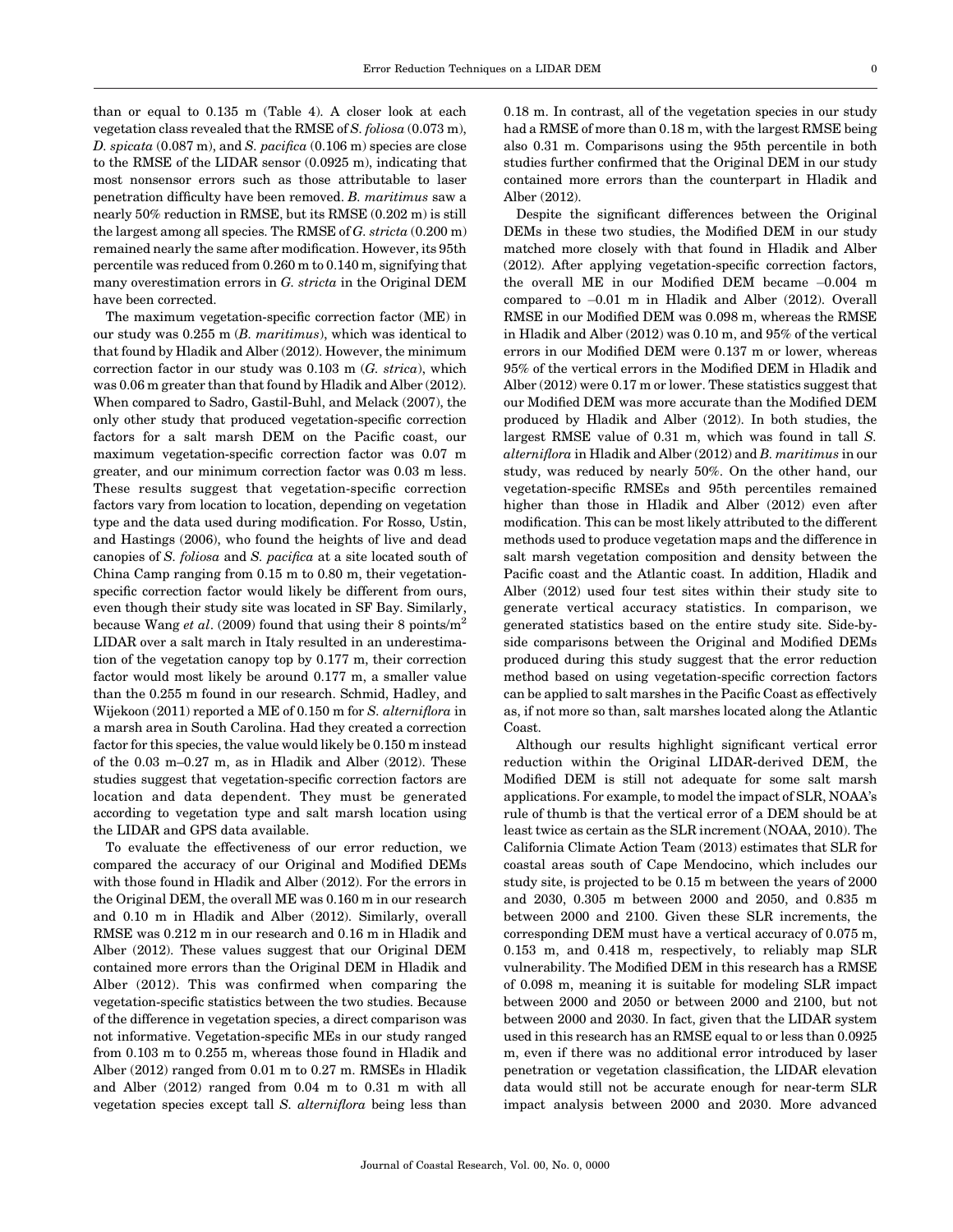than or equal to 0.135 m (Table 4). A closer look at each vegetation class revealed that the RMSE of *S. foliosa* (0.073 m), *D. spicata* (0.087 m), and *S. pacifica* (0.106 m) species are close to the RMSE of the LIDAR sensor (0.0925 m), indicating that most nonsensor errors such as those attributable to laser penetration difficulty have been removed. *B. maritimus* saw a nearly 50% reduction in RMSE, but its RMSE (0.202 m) is still the largest among all species. The RMSE of *G. stricta* (0.200 m) remained nearly the same after modification. However, its 95th percentile was reduced from 0.260 m to 0.140 m, signifying that many overestimation errors in *G. stricta* in the Original DEM have been corrected.

The maximum vegetation-specific correction factor (ME) in our study was 0.255 m (*B. maritimus*), which was identical to that found by Hladik and Alber (2012). However, the minimum correction factor in our study was 0.103 m (*G. strica*), which was 0.06 m greater than that found by Hladik and Alber (2012). When compared to Sadro, Gastil-Buhl, and Melack (2007), the only other study that produced vegetation-specific correction factors for a salt marsh DEM on the Pacific coast, our maximum vegetation-specific correction factor was 0.07 m greater, and our minimum correction factor was 0.03 m less. These results suggest that vegetation-specific correction factors vary from location to location, depending on vegetation type and the data used during modification. For Rosso, Ustin, and Hastings (2006), who found the heights of live and dead canopies of *S. foliosa* and *S. pacifica* at a site located south of China Camp ranging from 0.15 m to 0.80 m, their vegetation-specific correction factor would likely be different from ours, even though their study site was located in SF Bay. Similarly, because Wang *et al*. (2009) found that using their 8 points/m$^2$ LIDAR over a salt march in Italy resulted in an underestimation of the vegetation canopy top by 0.177 m, their correction factor would most likely be around 0.177 m, a smaller value than the 0.255 m found in our research. Schmid, Hadley, and Wijekoon (2011) reported a ME of 0.150 m for *S. alterniflora* in a marsh area in South Carolina. Had they created a correction factor for this species, the value would likely be 0.150 m instead of the 0.03 m–0.27 m, as in Hladik and Alber (2012). These studies suggest that vegetation-specific correction factors are location and data dependent. They must be generated according to vegetation type and salt marsh location using the LIDAR and GPS data available.

To evaluate the effectiveness of our error reduction, we compared the accuracy of our Original and Modified DEMs with those found in Hladik and Alber (2012). For the errors in the Original DEM, the overall ME was 0.160 m in our research and 0.10 m in Hladik and Alber (2012). Similarly, overall RMSE was 0.212 m in our research and 0.16 m in Hladik and Alber (2012). These values suggest that our Original DEM contained more errors than the Original DEM in Hladik and Alber (2012). This was confirmed when comparing the vegetation-specific statistics between the two studies. Because of the difference in vegetation species, a direct comparison was not informative. Vegetation-specific MEs in our study ranged from 0.103 m to 0.255 m, whereas those found in Hladik and Alber (2012) ranged from 0.01 m to 0.27 m. RMSEs in Hladik and Alber (2012) ranged from 0.04 m to 0.31 m with all vegetation species except tall *S. alterniflora* being less than 0.18 m. In contrast, all of the vegetation species in our study had a RMSE of more than 0.18 m, with the largest RMSE being also 0.31 m. Comparisons using the 95th percentile in both studies further confirmed that the Original DEM in our study contained more errors than the counterpart in Hladik and Alber (2012).

Despite the significant differences between the Original DEMs in these two studies, the Modified DEM in our study matched more closely with that found in Hladik and Alber (2012). After applying vegetation-specific correction factors, the overall ME in our Modified DEM became –0.004 m compared to –0.01 m in Hladik and Alber (2012). Overall RMSE in our Modified DEM was 0.098 m, whereas the RMSE in Hladik and Alber (2012) was 0.10 m, and 95% of the vertical errors in our Modified DEM were 0.137 m or lower, whereas 95% of the vertical errors in the Modified DEM in Hladik and Alber (2012) were 0.17 m or lower. These statistics suggest that our Modified DEM was more accurate than the Modified DEM produced by Hladik and Alber (2012). In both studies, the largest RMSE value of 0.31 m, which was found in tall *S. alterniflora* in Hladik and Alber (2012) and *B. maritimus* in our study, was reduced by nearly 50%. On the other hand, our vegetation-specific RMSEs and 95th percentiles remained higher than those in Hladik and Alber (2012) even after modification. This can be most likely attributed to the different methods used to produce vegetation maps and the difference in salt marsh vegetation composition and density between the Pacific coast and the Atlantic coast. In addition, Hladik and Alber (2012) used four test sites within their study site to generate vertical accuracy statistics. In comparison, we generated statistics based on the entire study site. Side-by-side comparisons between the Original and Modified DEMs produced during this study suggest that the error reduction method based on using vegetation-specific correction factors can be applied to salt marshes in the Pacific Coast as effectively as, if not more so than, salt marshes located along the Atlantic Coast.

Although our results highlight significant vertical error reduction within the Original LIDAR-derived DEM, the Modified DEM is still not adequate for some salt marsh applications. For example, to model the impact of SLR, NOAA's rule of thumb is that the vertical error of a DEM should be at least twice as certain as the SLR increment (NOAA, 2010). The California Climate Action Team (2013) estimates that SLR for coastal areas south of Cape Mendocino, which includes our study site, is projected to be 0.15 m between the years of 2000 and 2030, 0.305 m between 2000 and 2050, and 0.835 m between 2000 and 2100. Given these SLR increments, the corresponding DEM must have a vertical accuracy of 0.075 m, 0.153 m, and 0.418 m, respectively, to reliably map SLR vulnerability. The Modified DEM in this research has a RMSE of 0.098 m, meaning it is suitable for modeling SLR impact between 2000 and 2050 or between 2000 and 2100, but not between 2000 and 2030. In fact, given that the LIDAR system used in this research has an RMSE equal to or less than 0.0925 m, even if there was no additional error introduced by laser penetration or vegetation classification, the LIDAR elevation data would still not be accurate enough for near-term SLR impact analysis between 2000 and 2030. More advanced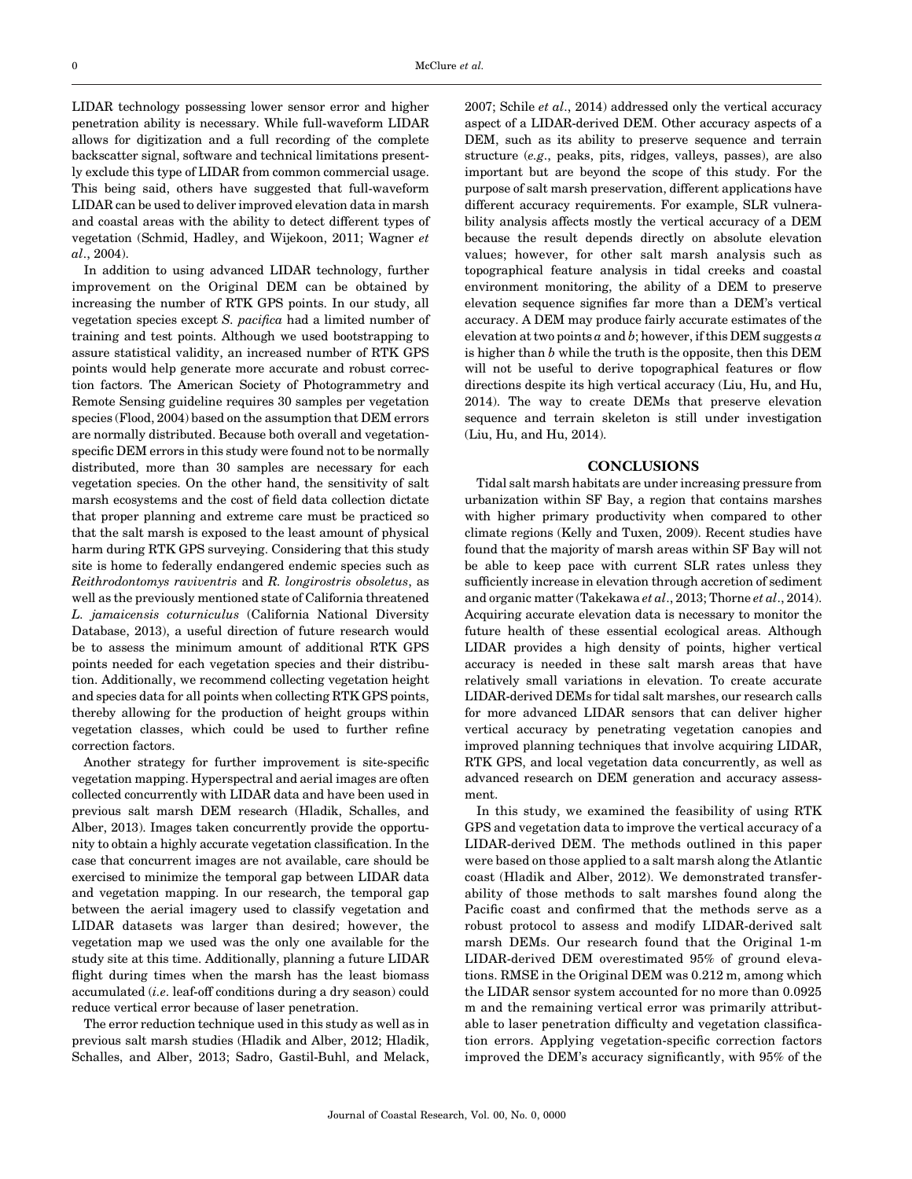LIDAR technology possessing lower sensor error and higher penetration ability is necessary. While full-waveform LIDAR allows for digitization and a full recording of the complete backscatter signal, software and technical limitations presently exclude this type of LIDAR from common commercial usage. This being said, others have suggested that full-waveform LIDAR can be used to deliver improved elevation data in marsh and coastal areas with the ability to detect different types of vegetation (Schmid, Hadley, and Wijekoon, 2011; Wagner *et al*., 2004).

In addition to using advanced LIDAR technology, further improvement on the Original DEM can be obtained by increasing the number of RTK GPS points. In our study, all vegetation species except *S. pacifica* had a limited number of training and test points. Although we used bootstrapping to assure statistical validity, an increased number of RTK GPS points would help generate more accurate and robust correction factors. The American Society of Photogrammetry and Remote Sensing guideline requires 30 samples per vegetation species (Flood, 2004) based on the assumption that DEM errors are normally distributed. Because both overall and vegetation-specific DEM errors in this study were found not to be normally distributed, more than 30 samples are necessary for each vegetation species. On the other hand, the sensitivity of salt marsh ecosystems and the cost of field data collection dictate that proper planning and extreme care must be practiced so that the salt marsh is exposed to the least amount of physical harm during RTK GPS surveying. Considering that this study site is home to federally endangered endemic species such as *Reithrodontomys raviventris* and *R. longirostris obsoletus*, as well as the previously mentioned state of California threatened *L. jamaicensis coturniculus* (California National Diversity Database, 2013), a useful direction of future research would be to assess the minimum amount of additional RTK GPS points needed for each vegetation species and their distribution. Additionally, we recommend collecting vegetation height and species data for all points when collecting RTK GPS points, thereby allowing for the production of height groups within vegetation classes, which could be used to further refine correction factors.

Another strategy for further improvement is site-specific vegetation mapping. Hyperspectral and aerial images are often collected concurrently with LIDAR data and have been used in previous salt marsh DEM research (Hladik, Schalles, and Alber, 2013). Images taken concurrently provide the opportunity to obtain a highly accurate vegetation classification. In the case that concurrent images are not available, care should be exercised to minimize the temporal gap between LIDAR data and vegetation mapping. In our research, the temporal gap between the aerial imagery used to classify vegetation and LIDAR datasets was larger than desired; however, the vegetation map we used was the only one available for the study site at this time. Additionally, planning a future LIDAR flight during times when the marsh has the least biomass accumulated (*i.e*. leaf-off conditions during a dry season) could reduce vertical error because of laser penetration.

The error reduction technique used in this study as well as in previous salt marsh studies (Hladik and Alber, 2012; Hladik, Schalles, and Alber, 2013; Sadro, Gastil-Buhl, and Melack, 2007; Schile *et al*., 2014) addressed only the vertical accuracy aspect of a LIDAR-derived DEM. Other accuracy aspects of a DEM, such as its ability to preserve sequence and terrain structure (*e.g*., peaks, pits, ridges, valleys, passes), are also important but are beyond the scope of this study. For the purpose of salt marsh preservation, different applications have different accuracy requirements. For example, SLR vulnerability analysis affects mostly the vertical accuracy of a DEM because the result depends directly on absolute elevation values; however, for other salt marsh analysis such as topographical feature analysis in tidal creeks and coastal environment monitoring, the ability of a DEM to preserve elevation sequence signifies far more than a DEM's vertical accuracy. A DEM may produce fairly accurate estimates of the elevation at two points $a$ and $b$; however, if this DEM suggests $a$ is higher than $b$ while the truth is the opposite, then this DEM will not be useful to derive topographical features or flow directions despite its high vertical accuracy (Liu, Hu, and Hu, 2014). The way to create DEMs that preserve elevation sequence and terrain skeleton is still under investigation (Liu, Hu, and Hu, 2014).

## CONCLUSIONS

Tidal salt marsh habitats are under increasing pressure from urbanization within SF Bay, a region that contains marshes with higher primary productivity when compared to other climate regions (Kelly and Tuxen, 2009). Recent studies have found that the majority of marsh areas within SF Bay will not be able to keep pace with current SLR rates unless they sufficiently increase in elevation through accretion of sediment and organic matter (Takekawa *et al*., 2013; Thorne *et al*., 2014). Acquiring accurate elevation data is necessary to monitor the future health of these essential ecological areas. Although LIDAR provides a high density of points, higher vertical accuracy is needed in these salt marsh areas that have relatively small variations in elevation. To create accurate LIDAR-derived DEMs for tidal salt marshes, our research calls for more advanced LIDAR sensors that can deliver higher vertical accuracy by penetrating vegetation canopies and improved planning techniques that involve acquiring LIDAR, RTK GPS, and local vegetation data concurrently, as well as advanced research on DEM generation and accuracy assessment.

In this study, we examined the feasibility of using RTK GPS and vegetation data to improve the vertical accuracy of a LIDAR-derived DEM. The methods outlined in this paper were based on those applied to a salt marsh along the Atlantic coast (Hladik and Alber, 2012). We demonstrated transferability of those methods to salt marshes found along the Pacific coast and confirmed that the methods serve as a robust protocol to assess and modify LIDAR-derived salt marsh DEMs. Our research found that the Original 1-m LIDAR-derived DEM overestimated 95% of ground elevations. RMSE in the Original DEM was 0.212 m, among which the LIDAR sensor system accounted for no more than 0.0925 m and the remaining vertical error was primarily attributable to laser penetration difficulty and vegetation classification errors. Applying vegetation-specific correction factors improved the DEM's accuracy significantly, with 95% of the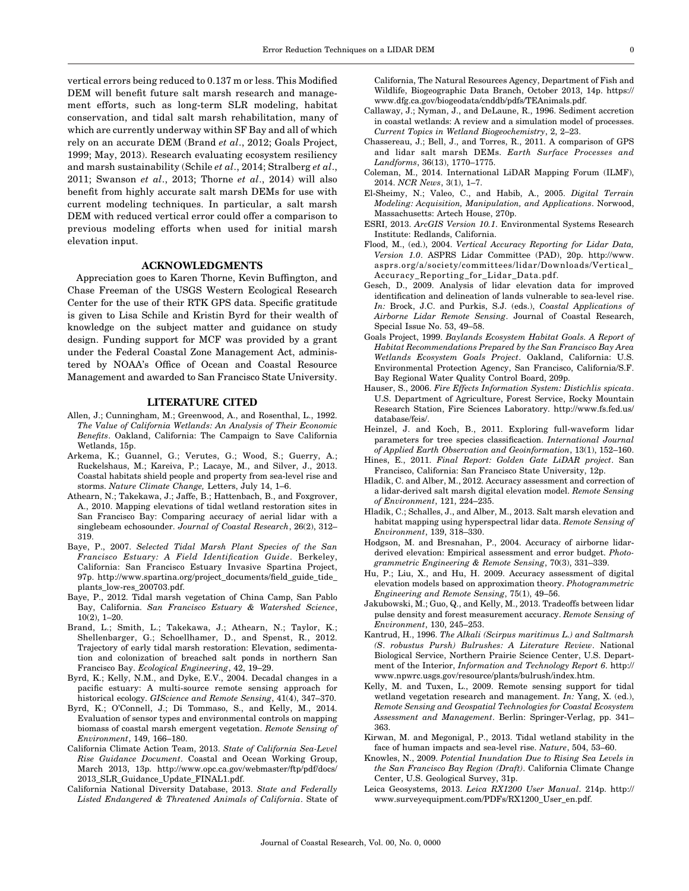vertical errors being reduced to 0.137 m or less. This Modified DEM will benefit future salt marsh research and management efforts, such as long-term SLR modeling, habitat conservation, and tidal salt marsh rehabilitation, many of which are currently underway within SF Bay and all of which rely on an accurate DEM (Brand *et al*., 2012; Goals Project, 1999; May, 2013). Research evaluating ecosystem resiliency and marsh sustainability (Schile *et al*., 2014; Stralberg *et al*., 2011; Swanson *et al*., 2013; Thorne *et al*., 2014) will also benefit from highly accurate salt marsh DEMs for use with current modeling techniques. In particular, a salt marsh DEM with reduced vertical error could offer a comparison to previous modeling efforts when used for initial marsh elevation input.

## ACKNOWLEDGMENTS

Appreciation goes to Karen Thorne, Kevin Buffington, and Chase Freeman of the USGS Western Ecological Research Center for the use of their RTK GPS data. Specific gratitude is given to Lisa Schile and Kristin Byrd for their wealth of knowledge on the subject matter and guidance on study design. Funding support for MCF was provided by a grant under the Federal Coastal Zone Management Act, administered by NOAA's Office of Ocean and Coastal Resource Management and awarded to San Francisco State University.

## LITERATURE CITED

Allen, J.; Cunningham, M.; Greenwood, A., and Rosenthal, L., 1992. *The Value of California Wetlands: An Analysis of Their Economic Benefits*. Oakland, California: The Campaign to Save California Wetlands, 15p.

Arkema, K.; Guannel, G.; Verutes, G.; Wood, S.; Guerry, A.; Ruckelshaus, M.; Kareiva, P.; Lacaye, M., and Silver, J., 2013. Coastal habitats shield people and property from sea-level rise and storms. *Nature Climate Change,* Letters, July 14, 1–6.

Athearn, N.; Takekawa, J.; Jaffe, B.; Hattenbach, B., and Foxgrover, A., 2010. Mapping elevations of tidal wetland restoration sites in San Francisco Bay: Comparing accuracy of aerial lidar with a singlebeam echosounder. *Journal of Coastal Research*, 26(2), 312–319.

Baye, P., 2007. *Selected Tidal Marsh Plant Species of the San Francisco Estuary: A Field Identification Guide*. Berkeley, California: San Francisco Estuary Invasive Spartina Project, 97p. http://www.spartina.org/project_documents/field_guide_tide_plants_low-res_200703.pdf.

Baye, P., 2012. Tidal marsh vegetation of China Camp, San Pablo Bay, California. *San Francisco Estuary & Watershed Science*, 10(2), 1–20.

Brand, L.; Smith, L.; Takekawa, J.; Athearn, N.; Taylor, K.; Shellenbarger, G.; Schoellhamer, D., and Spenst, R., 2012. Trajectory of early tidal marsh restoration: Elevation, sedimentation and colonization of breached salt ponds in northern San Francisco Bay. *Ecological Engineering*, 42, 19–29.

Byrd, K.; Kelly, N.M., and Dyke, E.V., 2004. Decadal changes in a pacific estuary: A multi-source remote sensing approach for historical ecology. *GIScience and Remote Sensing*, 41(4), 347–370.

Byrd, K.; O'Connell, J.; Di Tommaso, S., and Kelly, M., 2014. Evaluation of sensor types and environmental controls on mapping biomass of coastal marsh emergent vegetation. *Remote Sensing of Environment*, 149, 166–180.

California Climate Action Team, 2013. *State of California Sea-Level Rise Guidance Document*. Coastal and Ocean Working Group, March 2013, 13p. http://www.opc.ca.gov/webmaster/ftp/pdf/docs/2013_SLR_Guidance_Update_FINAL1.pdf.

California National Diversity Database, 2013. *State and Federally Listed Endangered & Threatened Animals of California*. State of California, The Natural Resources Agency, Department of Fish and Wildlife, Biogeographic Data Branch, October 2013, 14p. https://www.dfg.ca.gov/biogeodata/cnddb/pdfs/TEAnimals.pdf.

Callaway, J.; Nyman, J., and DeLaune, R., 1996. Sediment accretion in coastal wetlands: A review and a simulation model of processes. *Current Topics in Wetland Biogeochemistry*, 2, 2–23.

Chassereau, J.; Bell, J., and Torres, R., 2011. A comparison of GPS and lidar salt marsh DEMs. *Earth Surface Processes and Landforms*, 36(13), 1770–1775.

Coleman, M., 2014. International LiDAR Mapping Forum (ILMF), 2014. *NCR News*, 3(1), 1–7.

El-Sheimy, N.; Valeo, C., and Habib, A., 2005. *Digital Terrain Modeling: Acquisition, Manipulation, and Applications*. Norwood, Massachusetts: Artech House, 270p.

ESRI, 2013. *ArcGIS Version 10.1*. Environmental Systems Research Institute: Redlands, California.

Flood, M., (ed.), 2004. *Vertical Accuracy Reporting for Lidar Data, Version 1.0*. ASPRS Lidar Committee (PAD), 20p. http://www.asprs.org/a/society/committees/lidar/Downloads/Vertical_Accuracy_Reporting_for_Lidar_Data.pdf.

Gesch, D., 2009. Analysis of lidar elevation data for improved identification and delineation of lands vulnerable to sea-level rise. *In:* Brock, J.C. and Purkis, S.J. (eds.), *Coastal Applications of Airborne Lidar Remote Sensing*. Journal of Coastal Research, Special Issue No. 53, 49–58.

Goals Project, 1999. *Baylands Ecosystem Habitat Goals. A Report of Habitat Recommendations Prepared by the San Francisco Bay Area Wetlands Ecosystem Goals Project*. Oakland, California: U.S. Environmental Protection Agency, San Francisco, California/S.F. Bay Regional Water Quality Control Board, 209p.

Hauser, S., 2006. *Fire Effects Information System: Distichlis spicata*. U.S. Department of Agriculture, Forest Service, Rocky Mountain Research Station, Fire Sciences Laboratory. http://www.fs.fed.us/database/feis/.

Heinzel, J. and Koch, B., 2011. Exploring full-waveform lidar parameters for tree species classifiecation. *International Journal of Applied Earth Observation and Geoinformation*, 13(1), 152–160.

Hines, E., 2011. *Final Report: Golden Gate LiDAR project*. San Francisco, California: San Francisco State University, 12p.

Hladik, C. and Alber, M., 2012. Accuracy assessment and correction of a lidar-derived salt marsh digital elevation model. *Remote Sensing of Environment*, 121, 224–235.

Hladik, C.; Schalles, J., and Alber, M., 2013. Salt marsh elevation and habitat mapping using hyperspectral lidar data. *Remote Sensing of Environment*, 139, 318–330.

Hodgson, M. and Bresnahan, P., 2004. Accuracy of airborne lidar-derived elevation: Empirical assessment and error budget. *Photogrammetric Engineering & Remote Sensing*, 70(3), 331–339.

Hu, P.; Liu, X., and Hu, H. 2009. Accuracy assessment of digital elevation models based on approximation theory. *Photogrammetric Engineering and Remote Sensing*, 75(1), 49–56.

Jakubowski, M.; Guo, Q., and Kelly, M., 2013. Tradeoffs between lidar pulse density and forest measurement accuracy. *Remote Sensing of Environment*, 130, 245–253.

Kantrud, H., 1996. *The Alkali (Scirpus maritimus L.) and Saltmarsh (S. robustus Pursh) Bulrushes: A Literature Review*. National Biological Service, Northern Prairie Science Center, U.S. Department of the Interior, *Information and Technology Report 6*. http://www.npwrc.usgs.gov/resource/plants/bulrush/index.htm.

Kelly, M. and Tuxen, L., 2009. Remote sensing support for tidal wetland vegetation research and management. *In:* Yang, X. (ed.), *Remote Sensing and Geospatial Technologies for Coastal Ecosystem Assessment and Management*. Berlin: Springer-Verlag, pp. 341–363.

Kirwan, M. and Megonigal, P., 2013. Tidal wetland stability in the face of human impacts and sea-level rise. *Nature*, 504, 53–60.

Knowles, N., 2009. *Potential Inundation Due to Rising Sea Levels in the San Francisco Bay Region (Draft)*. California Climate Change Center, U.S. Geological Survey, 31p.

Leica Geosystems, 2013. *Leica RX1200 User Manual*. 214p. http://www.surveyequipment.com/PDFs/RX1200_User_en.pdf.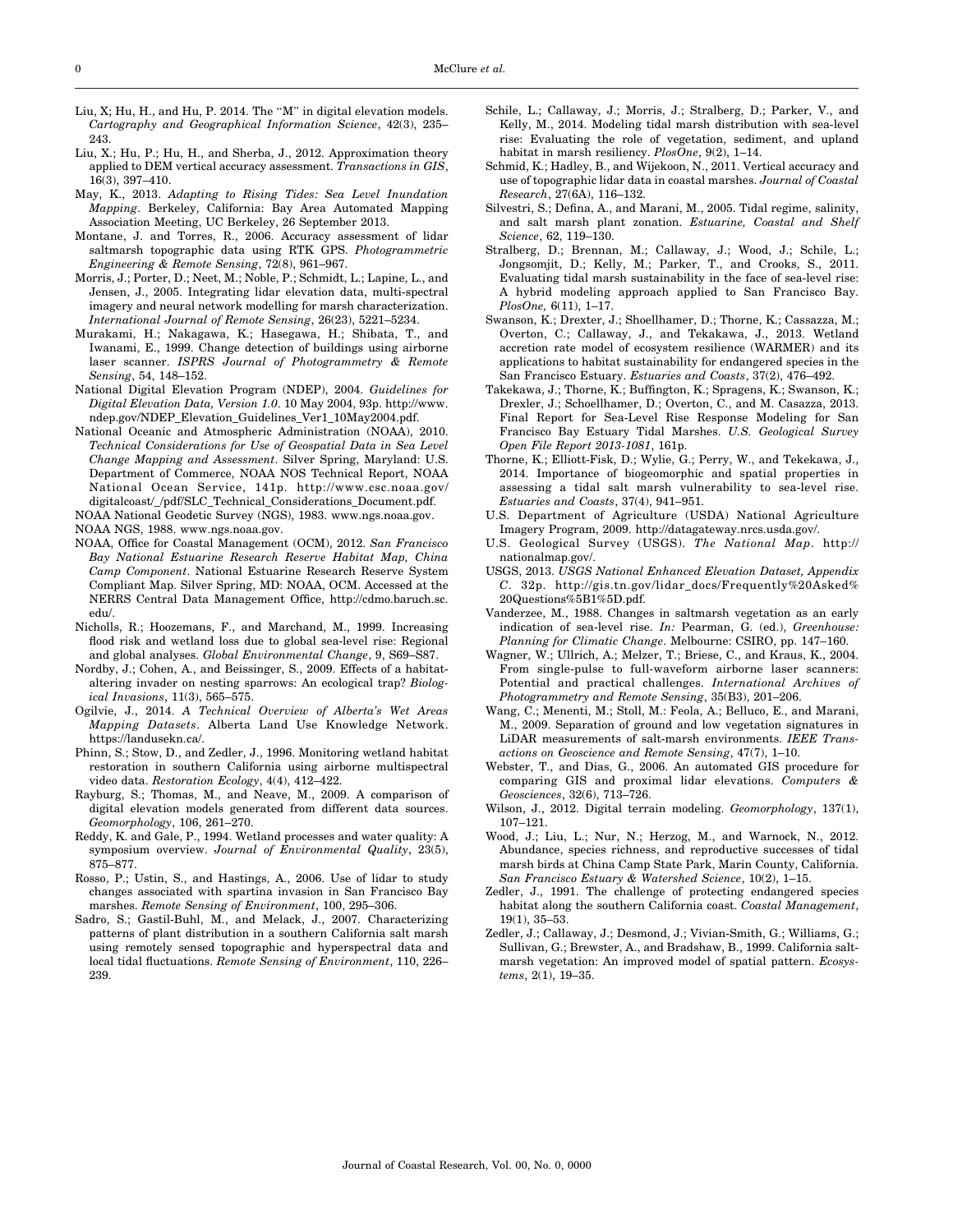Liu, X; Hu, H., and Hu, P. 2014. The "M" in digital elevation models. *Cartography and Geographical Information Science*, 42(3), 235–243.

Liu, X.; Hu, P.; Hu, H., and Sherba, J., 2012. Approximation theory applied to DEM vertical accuracy assessment. *Transactions in GIS*, 16(3), 397–410.

May, K., 2013. *Adapting to Rising Tides: Sea Level Inundation Mapping*. Berkeley, California: Bay Area Automated Mapping Association Meeting, UC Berkeley, 26 September 2013.

Montane, J. and Torres, R., 2006. Accuracy assessment of lidar saltmarsh topographic data using RTK GPS. *Photogrammetric Engineering & Remote Sensing*, 72(8), 961–967.

Morris, J.; Porter, D.; Neet, M.; Noble, P.; Schmidt, L.; Lapine, L., and Jensen, J., 2005. Integrating lidar elevation data, multi-spectral imagery and neural network modelling for marsh characterization. *International Journal of Remote Sensing*, 26(23), 5221–5234.

Murakami, H.; Nakagawa, K.; Hasegawa, H.; Shibata, T., and Iwanami, E., 1999. Change detection of buildings using airborne laser scanner. *ISPRS Journal of Photogrammetry & Remote Sensing*, 54, 148–152.

National Digital Elevation Program (NDEP), 2004. *Guidelines for Digital Elevation Data, Version 1.0*. 10 May 2004, 93p. http://www.ndep.gov/NDEP_Elevation_Guidelines_Ver1_10May2004.pdf.

National Oceanic and Atmospheric Administration (NOAA), 2010. *Technical Considerations for Use of Geospatial Data in Sea Level Change Mapping and Assessment*. Silver Spring, Maryland: U.S. Department of Commerce, NOAA NOS Technical Report, NOAA National Ocean Service, 141p. http://www.csc.noaa.gov/digitalcoast/_/pdf/SLC_Technical_Considerations_Document.pdf.

NOAA National Geodetic Survey (NGS), 1983. www.ngs.noaa.gov.

NOAA NGS, 1988. www.ngs.noaa.gov.

NOAA, Office for Coastal Management (OCM), 2012. *San Francisco Bay National Estuarine Research Reserve Habitat Map, China Camp Component*. National Estuarine Research Reserve System Compliant Map. Silver Spring, MD: NOAA, OCM. Accessed at the NERRS Central Data Management Office, http://cdmo.baruch.sc.edu/.

Nicholls, R.; Hoozemans, F., and Marchand, M., 1999. Increasing flood risk and wetland loss due to global sea-level rise: Regional and global analyses. *Global Environmental Change*, 9, S69–S87.

Nordby, J.; Cohen, A., and Beissinger, S., 2009. Effects of a habitat-altering invader on nesting sparrows: An ecological trap? *Biological Invasions*, 11(3), 565–575.

Ogilvie, J., 2014. *A Technical Overview of Alberta's Wet Areas Mapping Datasets*. Alberta Land Use Knowledge Network. https://landusekn.ca/.

Phinn, S.; Stow, D., and Zedler, J., 1996. Monitoring wetland habitat restoration in southern California using airborne multispectral video data. *Restoration Ecology*, 4(4), 412–422.

Rayburg, S.; Thomas, M., and Neave, M., 2009. A comparison of digital elevation models generated from different data sources. *Geomorphology*, 106, 261–270.

Reddy, K. and Gale, P., 1994. Wetland processes and water quality: A symposium overview. *Journal of Environmental Quality*, 23(5), 875–877.

Rosso, P.; Ustin, S., and Hastings, A., 2006. Use of lidar to study changes associated with spartina invasion in San Francisco Bay marshes. *Remote Sensing of Environment*, 100, 295–306.

Sadro, S.; Gastil-Buhl, M., and Melack, J., 2007. Characterizing patterns of plant distribution in a southern California salt marsh using remotely sensed topographic and hyperspectral data and local tidal fluctuations. *Remote Sensing of Environment*, 110, 226–239.

Schile, L.; Callaway, J.; Morris, J.; Stralberg, D.; Parker, V., and Kelly, M., 2014. Modeling tidal marsh distribution with sea-level rise: Evaluating the role of vegetation, sediment, and upland habitat in marsh resiliency. *PlosOne*, 9(2), 1–14.

Schmid, K.; Hadley, B., and Wijekoon, N., 2011. Vertical accuracy and use of topographic lidar data in coastal marshes. *Journal of Coastal Research*, 27(6A), 116–132.

Silvestri, S.; Defina, A., and Marani, M., 2005. Tidal regime, salinity, and salt marsh plant zonation. *Estuarine, Coastal and Shelf Science*, 62, 119–130.

Stralberg, D.; Brennan, M.; Callaway, J.; Wood, J.; Schile, L.; Jongsomjit, D.; Kelly, M.; Parker, T., and Crooks, S., 2011. Evaluating tidal marsh sustainability in the face of sea-level rise: A hybrid modeling approach applied to San Francisco Bay. *PlosOne,* 6(11), 1–17.

Swanson, K.; Drexter, J.; Shoellhamer, D.; Thorne, K.; Cassazza, M.; Overton, C.; Callaway, J., and Tekakawa, J., 2013. Wetland accretion rate model of ecosystem resilience (WARMER) and its applications to habitat sustainability for endangered species in the San Francisco Estuary. *Estuaries and Coasts*, 37(2), 476–492.

Takekawa, J.; Thorne, K.; Buffington, K.; Spragens, K.; Swanson, K.; Drexler, J.; Schoellhamer, D.; Overton, C., and M. Casazza, 2013. Final Report for Sea-Level Rise Response Modeling for San Francisco Bay Estuary Tidal Marshes. *U.S. Geological Survey Open File Report 2013-1081*, 161p.

Thorne, K.; Elliott-Fisk, D.; Wylie, G.; Perry, W., and Tekekawa, J., 2014. Importance of biogeomorphic and spatial properties in assessing a tidal salt marsh vulnerability to sea-level rise. *Estuaries and Coasts*, 37(4), 941–951.

U.S. Department of Agriculture (USDA) National Agriculture Imagery Program, 2009. http://datagateway.nrcs.usda.gov/.

U.S. Geological Survey (USGS). *The National Map*. http://nationalmap.gov/.

USGS, 2013. *USGS National Enhanced Elevation Dataset, Appendix C*. 32p. http://gis.tn.gov/lidar_docs/Frequently%20Asked%20Questions%5B1%5D.pdf.

Vanderzee, M., 1988. Changes in saltmarsh vegetation as an early indication of sea-level rise. *In:* Pearman, G. (ed.), *Greenhouse: Planning for Climatic Change*. Melbourne: CSIRO, pp. 147–160.

Wagner, W.; Ullrich, A.; Melzer, T.; Briese, C., and Kraus, K., 2004. From single-pulse to full-waveform airborne laser scanners: Potential and practical challenges. *International Archives of Photogrammetry and Remote Sensing*, 35(B3), 201–206.

Wang, C.; Menenti, M.; Stoll, M.: Feola, A.; Belluco, E., and Marani, M., 2009. Separation of ground and low vegetation signatures in LiDAR measurements of salt-marsh environments. *IEEE Transactions on Geoscience and Remote Sensing*, 47(7), 1–10.

Webster, T., and Dias, G., 2006. An automated GIS procedure for comparing GIS and proximal lidar elevations. *Computers & Geosciences*, 32(6), 713–726.

Wilson, J., 2012. Digital terrain modeling. *Geomorphology*, 137(1), 107–121.

Wood, J.; Liu, L.; Nur, N.; Herzog, M., and Warnock, N., 2012. Abundance, species richness, and reproductive successes of tidal marsh birds at China Camp State Park, Marin County, California. *San Francisco Estuary & Watershed Science*, 10(2), 1–15.

Zedler, J., 1991. The challenge of protecting endangered species habitat along the southern California coast. *Coastal Management*, 19(1), 35–53.

Zedler, J.; Callaway, J.; Desmond, J.; Vivian-Smith, G.; Williams, G.; Sullivan, G.; Brewster, A., and Bradshaw, B., 1999. California salt-marsh vegetation: An improved model of spatial pattern. *Ecosystems*, 2(1), 19–35.